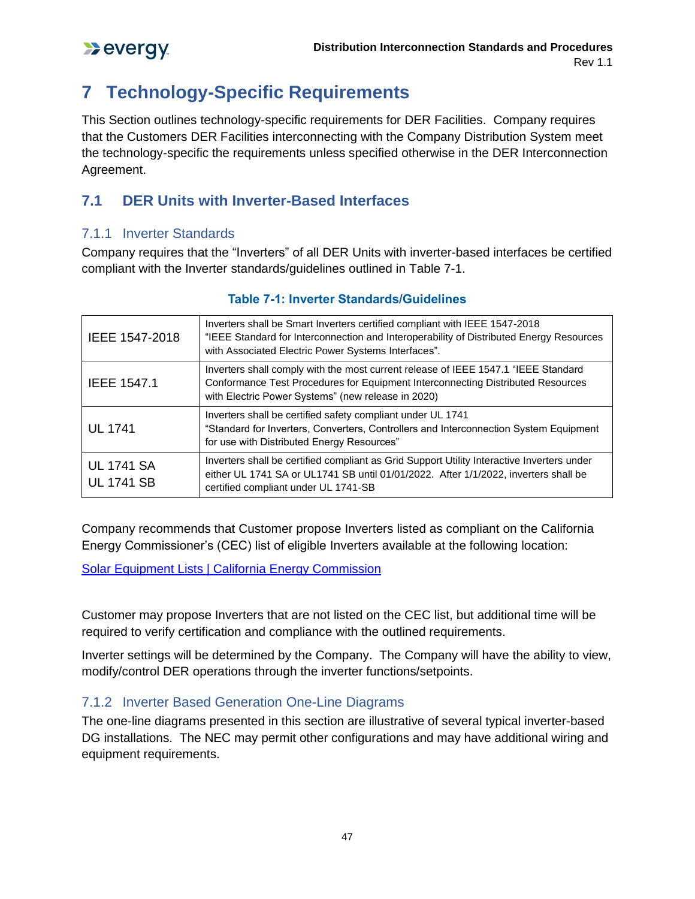# 7 Technology-Specific Requirements

This Section outlines technology-specific requirements for DER Facilities. Company requires that the Customers DER Facilities interconnecting with the Company Distribution System meet the technology-specific the requirements unless specified otherwise in the DER Interconnection Agreement.

## 7.1 DER Units with Inverter-Based Interfaces

### 7.1.1 Inverter Standards

Company requires that the "Inverters" of all DER Units with inverter-based interfaces be certified compliant with the Inverter standards/guidelines outlined in Table 7-1.

**Table 7-1: Inverter Standards/Guidelines**

| | |
|---|---|
| IEEE 1547-2018 | Inverters shall be Smart Inverters certified compliant with IEEE 1547-2018 "IEEE Standard for Interconnection and Interoperability of Distributed Energy Resources with Associated Electric Power Systems Interfaces". |
| IEEE 1547.1 | Inverters shall comply with the most current release of IEEE 1547.1 "IEEE Standard Conformance Test Procedures for Equipment Interconnecting Distributed Resources with Electric Power Systems" (new release in 2020) |
| UL 1741 | Inverters shall be certified safety compliant under UL 1741 "Standard for Inverters, Converters, Controllers and Interconnection System Equipment for use with Distributed Energy Resources" |
| UL 1741 SA<br>UL 1741 SB | Inverters shall be certified compliant as Grid Support Utility Interactive Inverters under either UL 1741 SA or UL1741 SB until 01/01/2022. After 1/1/2022, inverters shall be certified compliant under UL 1741-SB |

Company recommends that Customer propose Inverters listed as compliant on the California Energy Commissioner's (CEC) list of eligible Inverters available at the following location:

[Solar Equipment Lists | California Energy Commission]

Customer may propose Inverters that are not listed on the CEC list, but additional time will be required to verify certification and compliance with the outlined requirements.

Inverter settings will be determined by the Company. The Company will have the ability to view, modify/control DER operations through the inverter functions/setpoints.

### 7.1.2 Inverter Based Generation One-Line Diagrams

The one-line diagrams presented in this section are illustrative of several typical inverter-based DG installations. The NEC may permit other configurations and may have additional wiring and equipment requirements.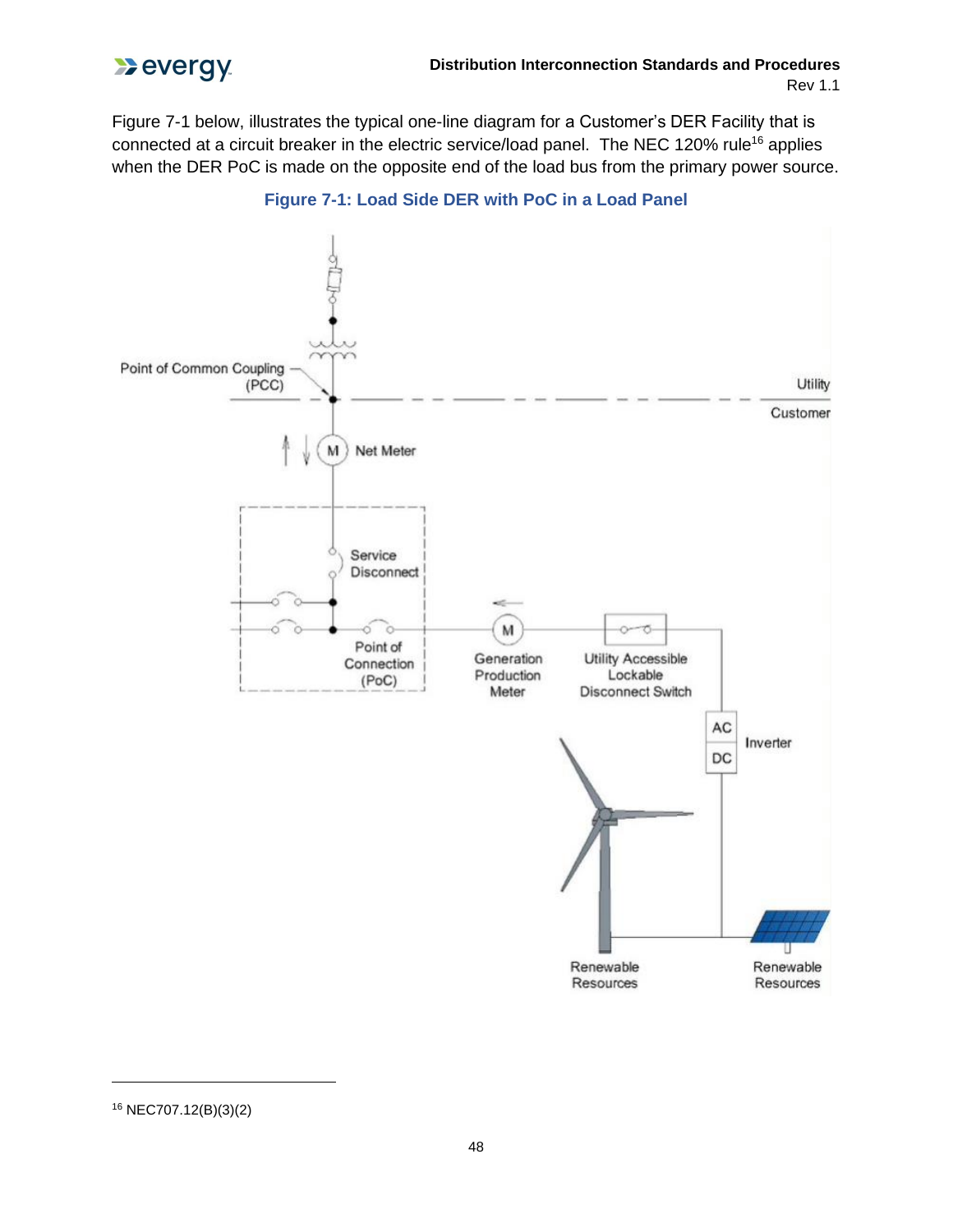Figure 7-1 below, illustrates the typical one-line diagram for a Customer's DER Facility that is connected at a circuit breaker in the electric service/load panel. The NEC 120% rule[16] applies when the DER PoC is made on the opposite end of the load bus from the primary power source.

**Figure 7-1: Load Side DER with PoC in a Load Panel**

[16] NEC707.12(B)(3)(2)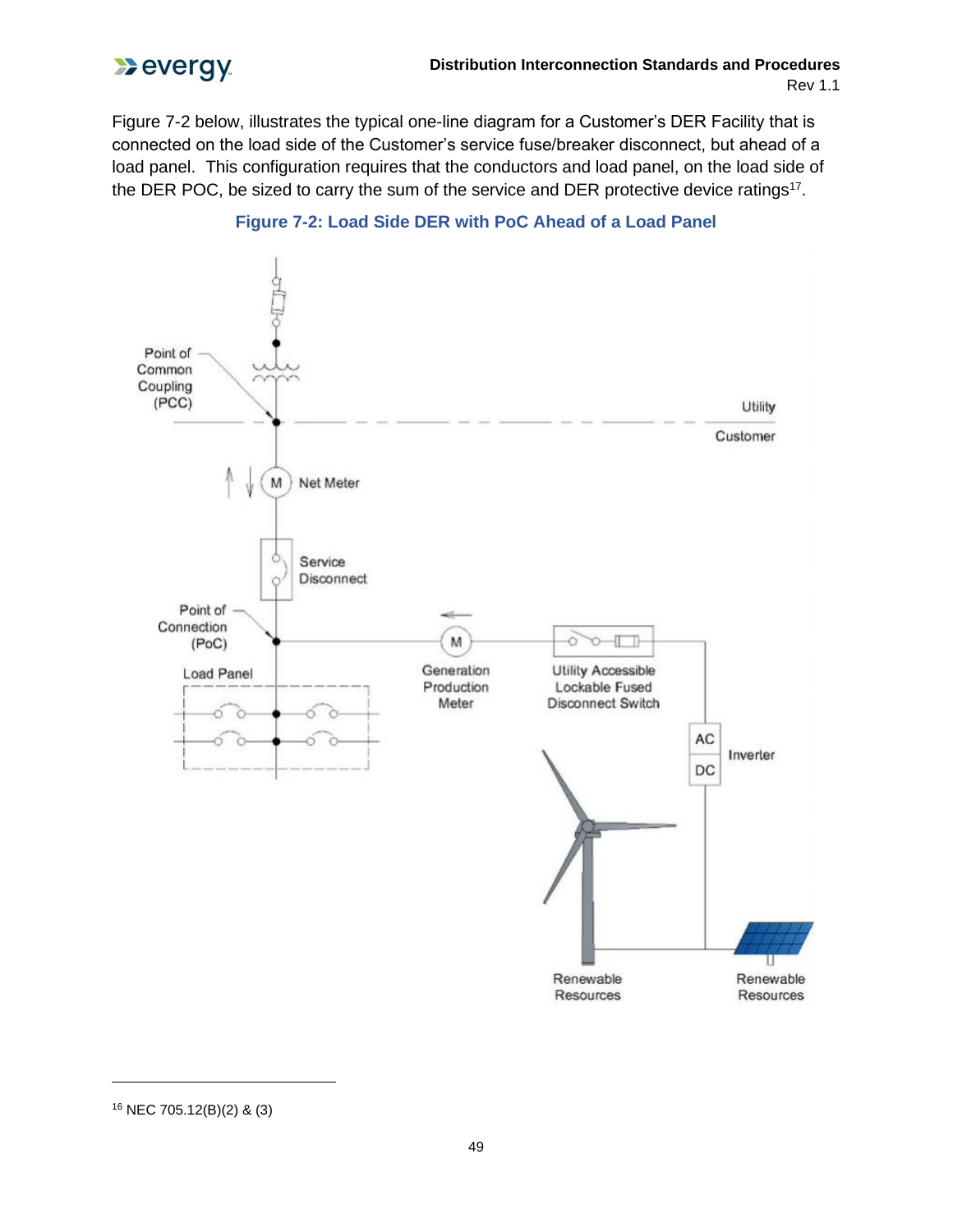Figure 7-2 below, illustrates the typical one-line diagram for a Customer's DER Facility that is connected on the load side of the Customer's service fuse/breaker disconnect, but ahead of a load panel. This configuration requires that the conductors and load panel, on the load side of the DER POC, be sized to carry the sum of the service and DER protective device ratings[17].

**Figure 7-2: Load Side DER with PoC Ahead of a Load Panel**

---

[16] NEC 705.12(B)(2) & (3)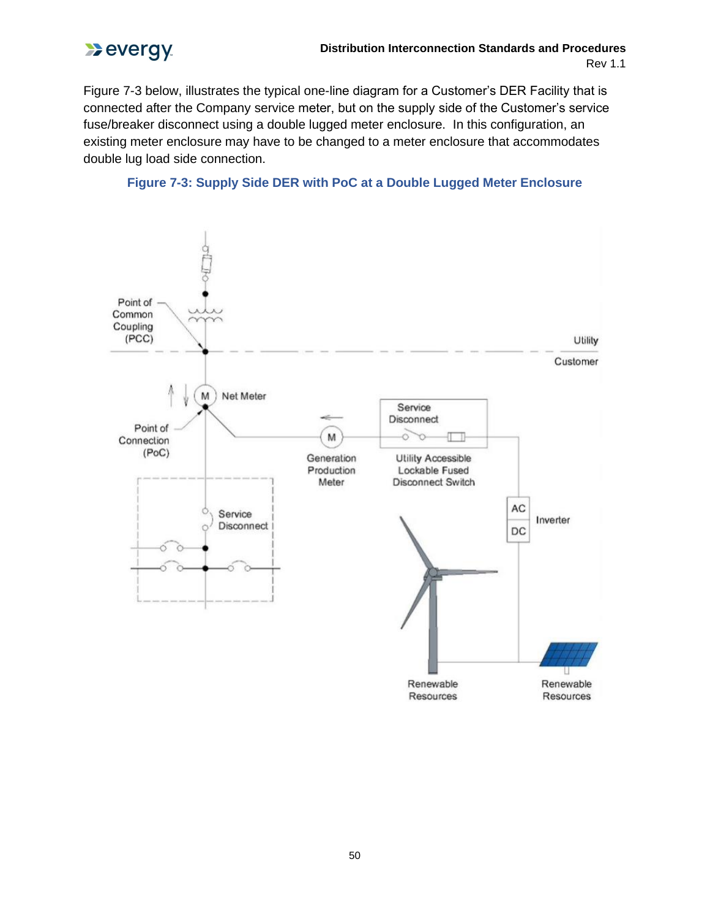Figure 7-3 below, illustrates the typical one-line diagram for a Customer's DER Facility that is connected after the Company service meter, but on the supply side of the Customer's service fuse/breaker disconnect using a double lugged meter enclosure. In this configuration, an existing meter enclosure may have to be changed to a meter enclosure that accommodates double lug load side connection.

**Figure 7-3: Supply Side DER with PoC at a Double Lugged Meter Enclosure**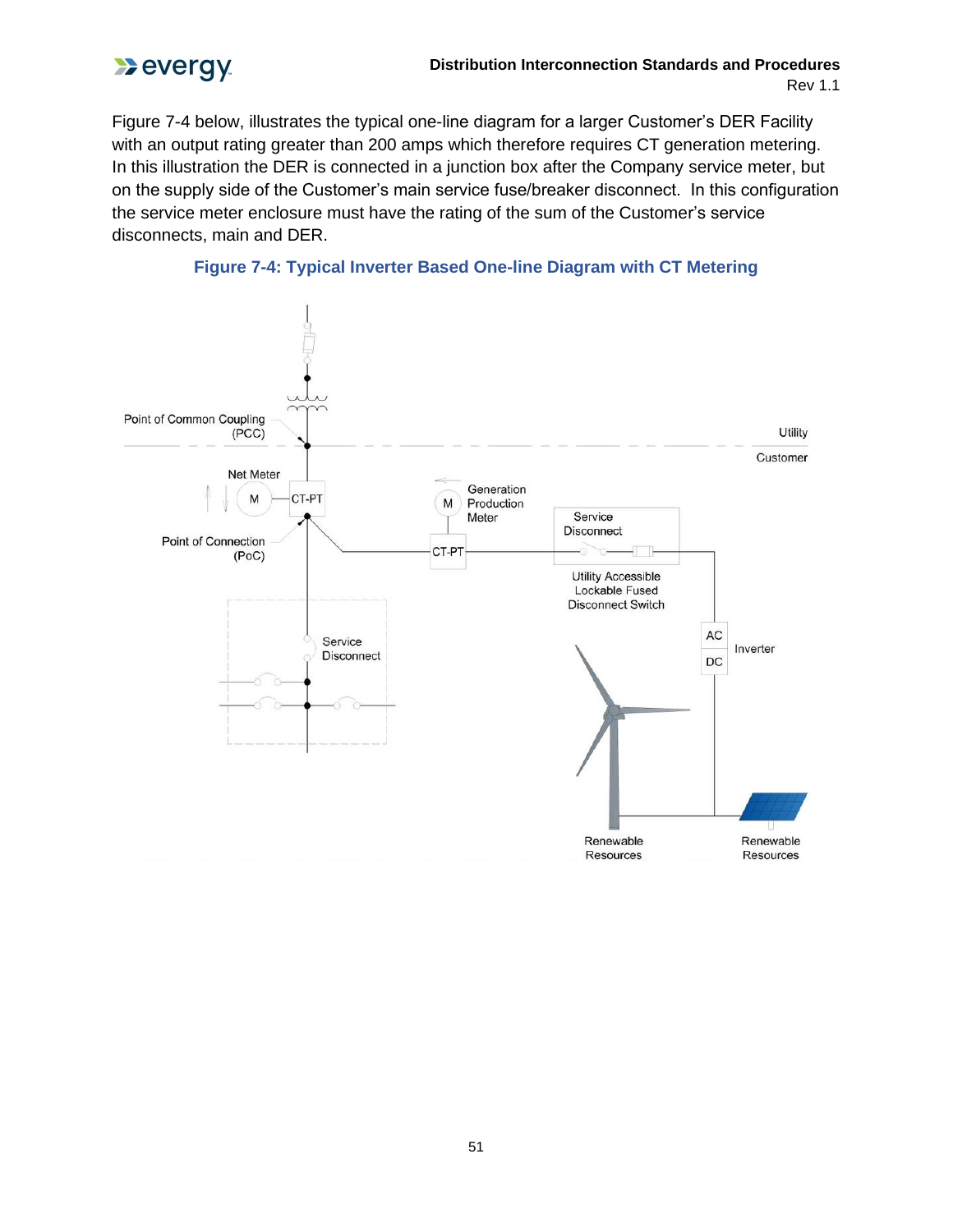Figure 7-4 below, illustrates the typical one-line diagram for a larger Customer's DER Facility with an output rating greater than 200 amps which therefore requires CT generation metering. In this illustration the DER is connected in a junction box after the Company service meter, but on the supply side of the Customer's main service fuse/breaker disconnect. In this configuration the service meter enclosure must have the rating of the sum of the Customer's service disconnects, main and DER.

**Figure 7-4: Typical Inverter Based One-line Diagram with CT Metering**

Point of Common Coupling (PCC)

Utility

Customer

Net Meter

M

CT-PT

Point of Connection (PoC)

M

Generation Production Meter

CT-PT

Service Disconnect

Utility Accessible Lockable Fused Disconnect Switch

Service Disconnect

AC

DC

Inverter

Renewable Resources

Renewable Resources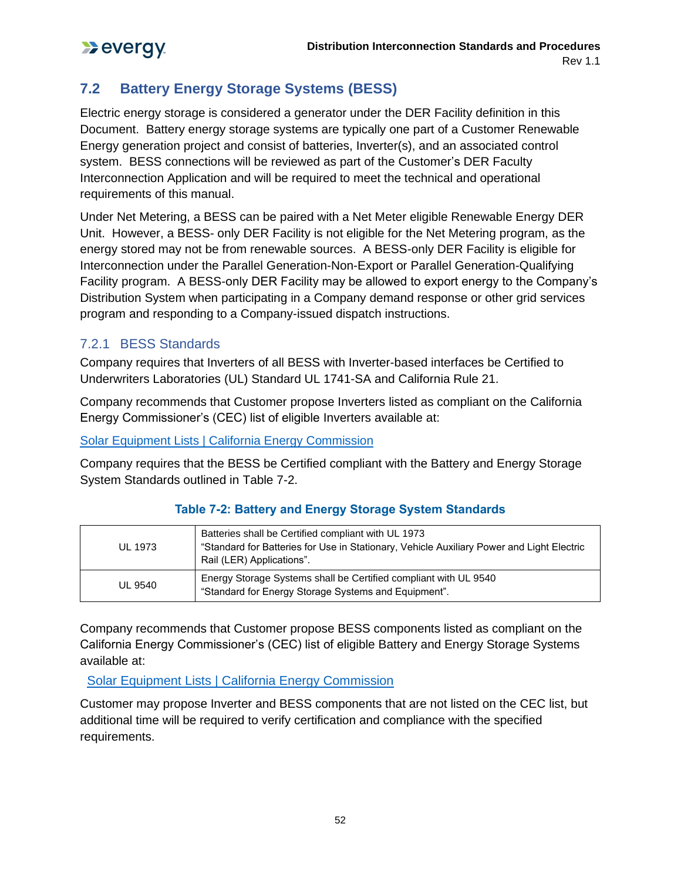## 7.2 Battery Energy Storage Systems (BESS)

Electric energy storage is considered a generator under the DER Facility definition in this Document. Battery energy storage systems are typically one part of a Customer Renewable Energy generation project and consist of batteries, Inverter(s), and an associated control system. BESS connections will be reviewed as part of the Customer's DER Faculty Interconnection Application and will be required to meet the technical and operational requirements of this manual.

Under Net Metering, a BESS can be paired with a Net Meter eligible Renewable Energy DER Unit. However, a BESS- only DER Facility is not eligible for the Net Metering program, as the energy stored may not be from renewable sources. A BESS-only DER Facility is eligible for Interconnection under the Parallel Generation-Non-Export or Parallel Generation-Qualifying Facility program. A BESS-only DER Facility may be allowed to export energy to the Company's Distribution System when participating in a Company demand response or other grid services program and responding to a Company-issued dispatch instructions.

### 7.2.1 BESS Standards

Company requires that Inverters of all BESS with Inverter-based interfaces be Certified to Underwriters Laboratories (UL) Standard UL 1741-SA and California Rule 21.

Company recommends that Customer propose Inverters listed as compliant on the California Energy Commissioner's (CEC) list of eligible Inverters available at:

[Solar Equipment Lists | California Energy Commission]

Company requires that the BESS be Certified compliant with the Battery and Energy Storage System Standards outlined in Table 7-2.

**Table 7-2: Battery and Energy Storage System Standards**

| | |
|---|---|
| UL 1973 | Batteries shall be Certified compliant with UL 1973 "Standard for Batteries for Use in Stationary, Vehicle Auxiliary Power and Light Electric Rail (LER) Applications". |
| UL 9540 | Energy Storage Systems shall be Certified compliant with UL 9540 "Standard for Energy Storage Systems and Equipment". |

Company recommends that Customer propose BESS components listed as compliant on the California Energy Commissioner's (CEC) list of eligible Battery and Energy Storage Systems available at:

[Solar Equipment Lists | California Energy Commission]

Customer may propose Inverter and BESS components that are not listed on the CEC list, but additional time will be required to verify certification and compliance with the specified requirements.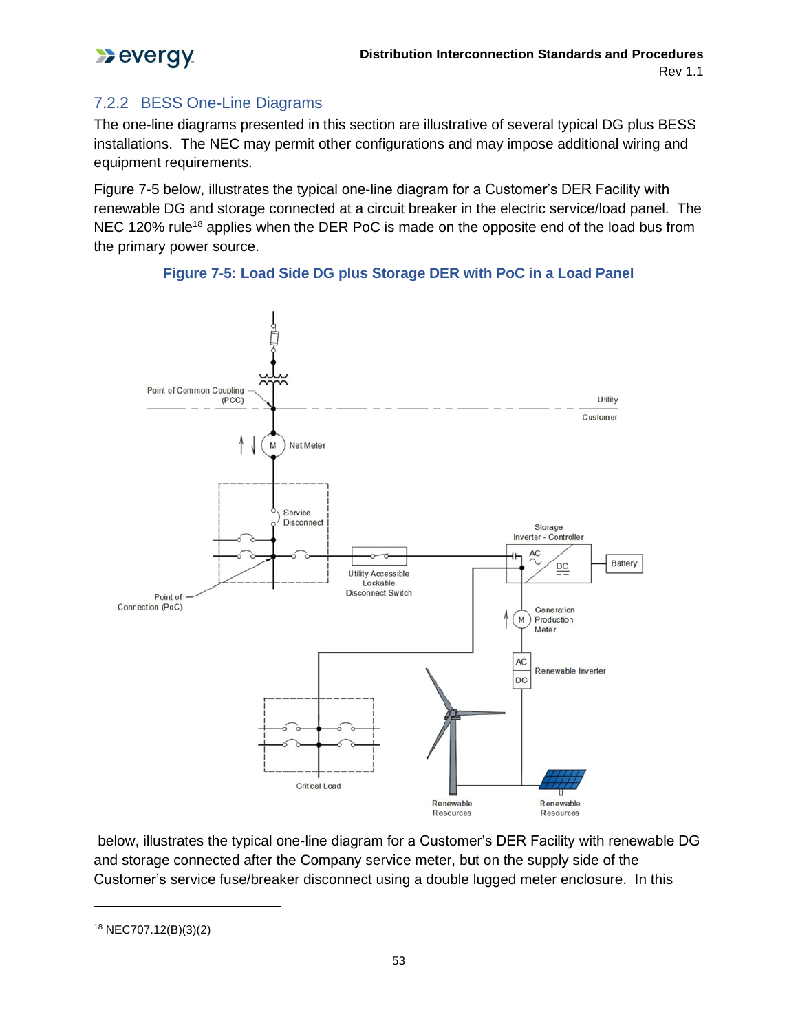### 7.2.2 BESS One-Line Diagrams

The one-line diagrams presented in this section are illustrative of several typical DG plus BESS installations. The NEC may permit other configurations and may impose additional wiring and equipment requirements.

Figure 7-5 below, illustrates the typical one-line diagram for a Customer's DER Facility with renewable DG and storage connected at a circuit breaker in the electric service/load panel. The NEC 120% rule[18] applies when the DER PoC is made on the opposite end of the load bus from the primary power source.

**Figure 7-5: Load Side DG plus Storage DER with PoC in a Load Panel**

below, illustrates the typical one-line diagram for a Customer's DER Facility with renewable DG and storage connected after the Company service meter, but on the supply side of the Customer's service fuse/breaker disconnect using a double lugged meter enclosure. In this

---

[18] NEC707.12(B)(3)(2)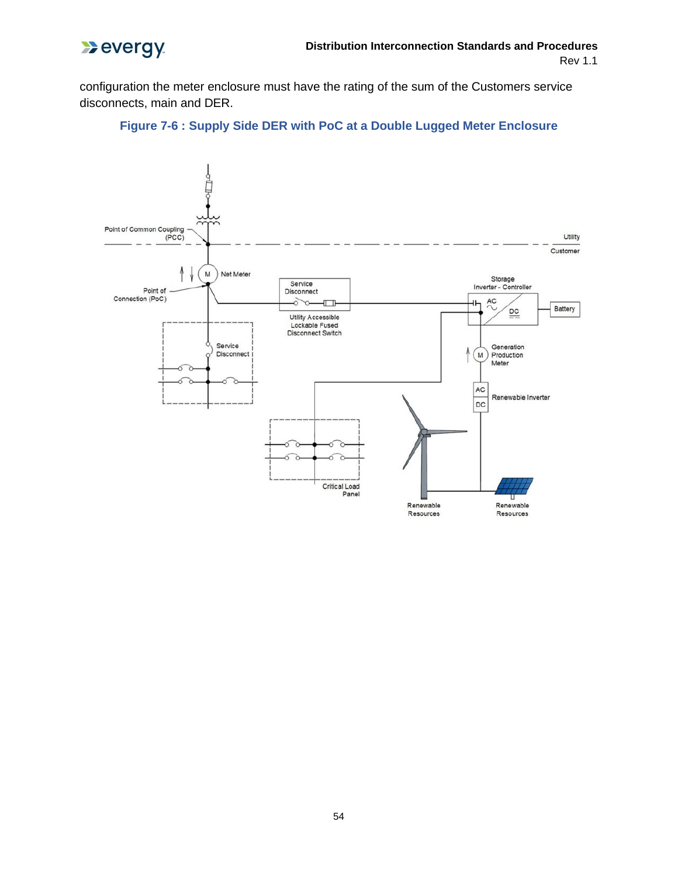configuration the meter enclosure must have the rating of the sum of the Customers service disconnects, main and DER.

**Figure 7-6 : Supply Side DER with PoC at a Double Lugged Meter Enclosure**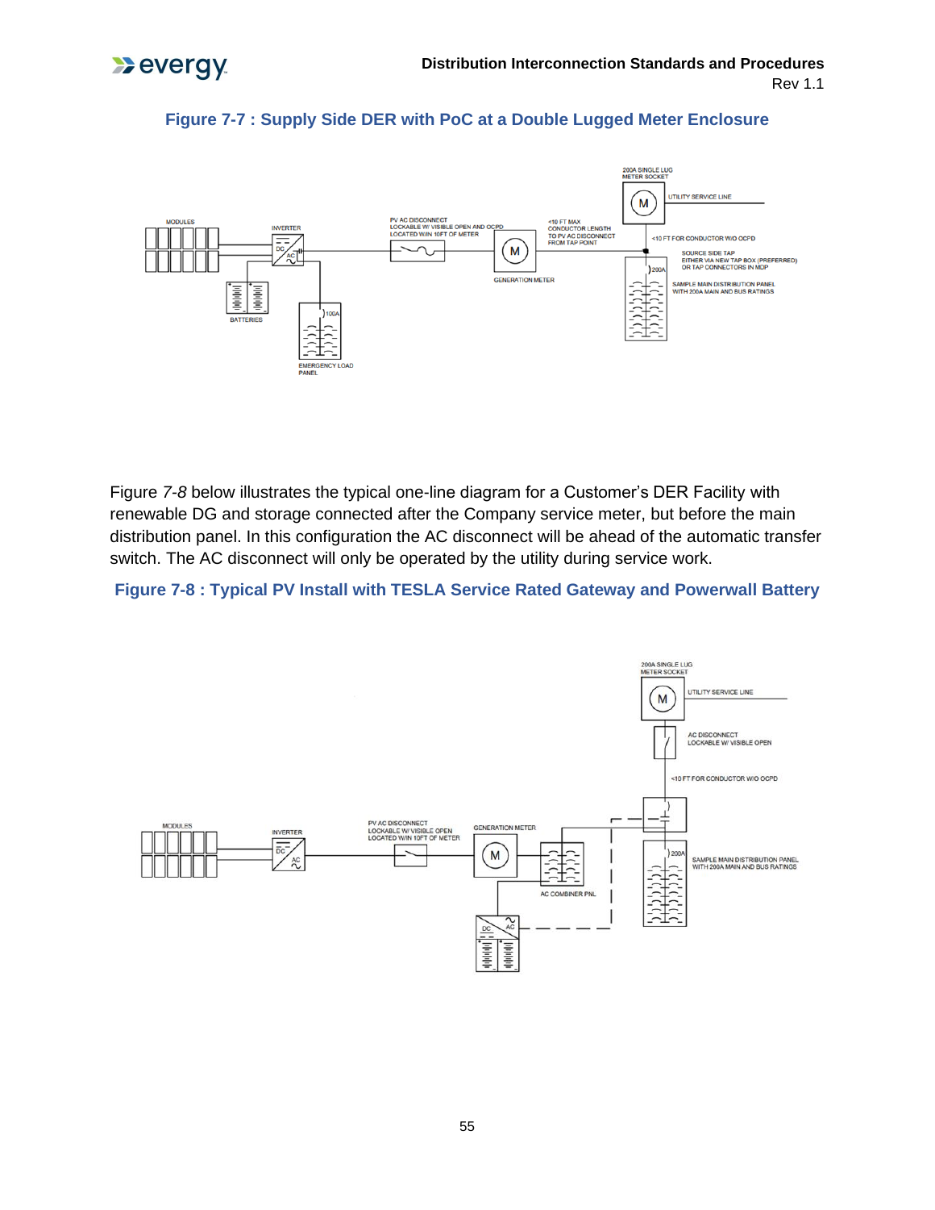**Figure 7-7 : Supply Side DER with PoC at a Double Lugged Meter Enclosure**

Figure *7-8* below illustrates the typical one-line diagram for a Customer's DER Facility with renewable DG and storage connected after the Company service meter, but before the main distribution panel. In this configuration the AC disconnect will be ahead of the automatic transfer switch. The AC disconnect will only be operated by the utility during service work.

**Figure 7-8 : Typical PV Install with TESLA Service Rated Gateway and Powerwall Battery**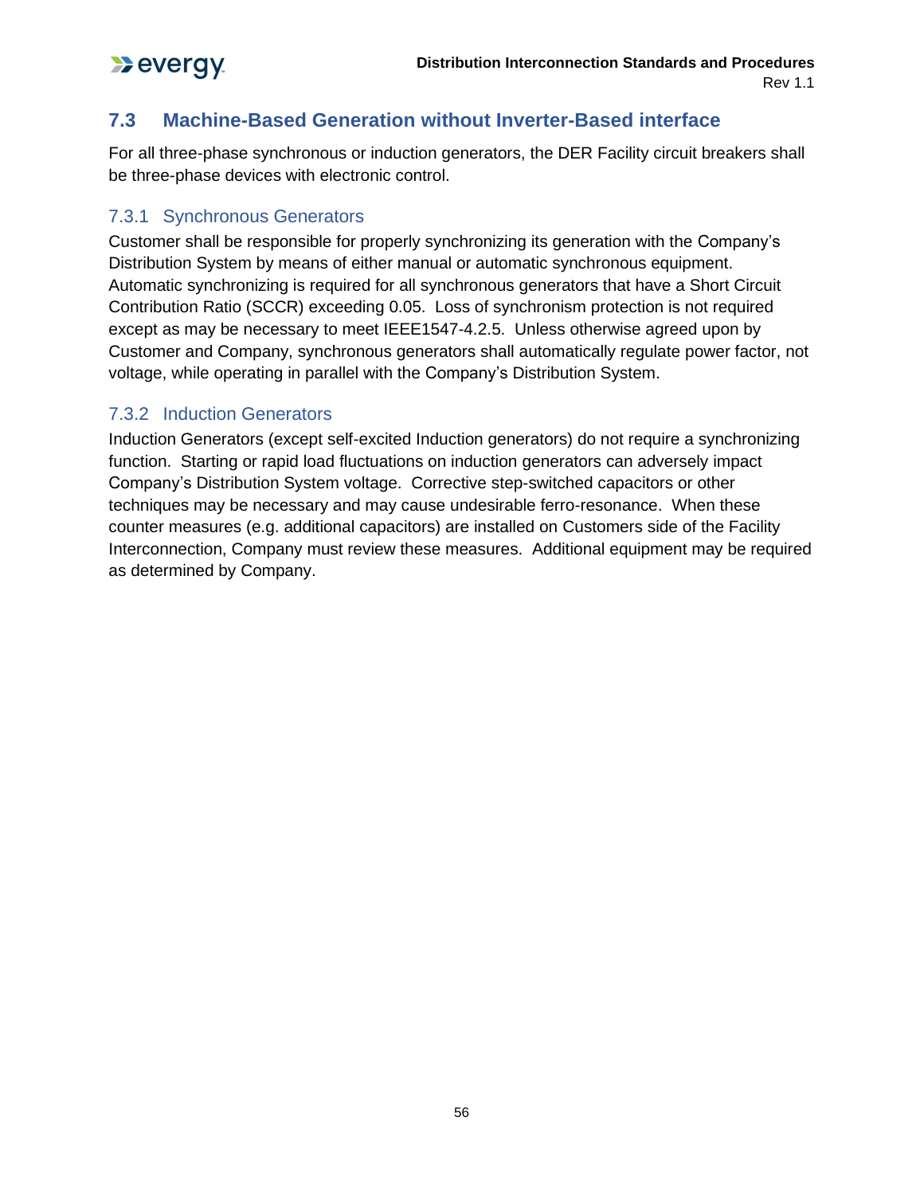## 7.3 Machine-Based Generation without Inverter-Based interface

For all three-phase synchronous or induction generators, the DER Facility circuit breakers shall be three-phase devices with electronic control.

### 7.3.1 Synchronous Generators

Customer shall be responsible for properly synchronizing its generation with the Company's Distribution System by means of either manual or automatic synchronous equipment. Automatic synchronizing is required for all synchronous generators that have a Short Circuit Contribution Ratio (SCCR) exceeding 0.05. Loss of synchronism protection is not required except as may be necessary to meet IEEE1547-4.2.5. Unless otherwise agreed upon by Customer and Company, synchronous generators shall automatically regulate power factor, not voltage, while operating in parallel with the Company's Distribution System.

### 7.3.2 Induction Generators

Induction Generators (except self-excited Induction generators) do not require a synchronizing function. Starting or rapid load fluctuations on induction generators can adversely impact Company's Distribution System voltage. Corrective step-switched capacitors or other techniques may be necessary and may cause undesirable ferro-resonance. When these counter measures (e.g. additional capacitors) are installed on Customers side of the Facility Interconnection, Company must review these measures. Additional equipment may be required as determined by Company.